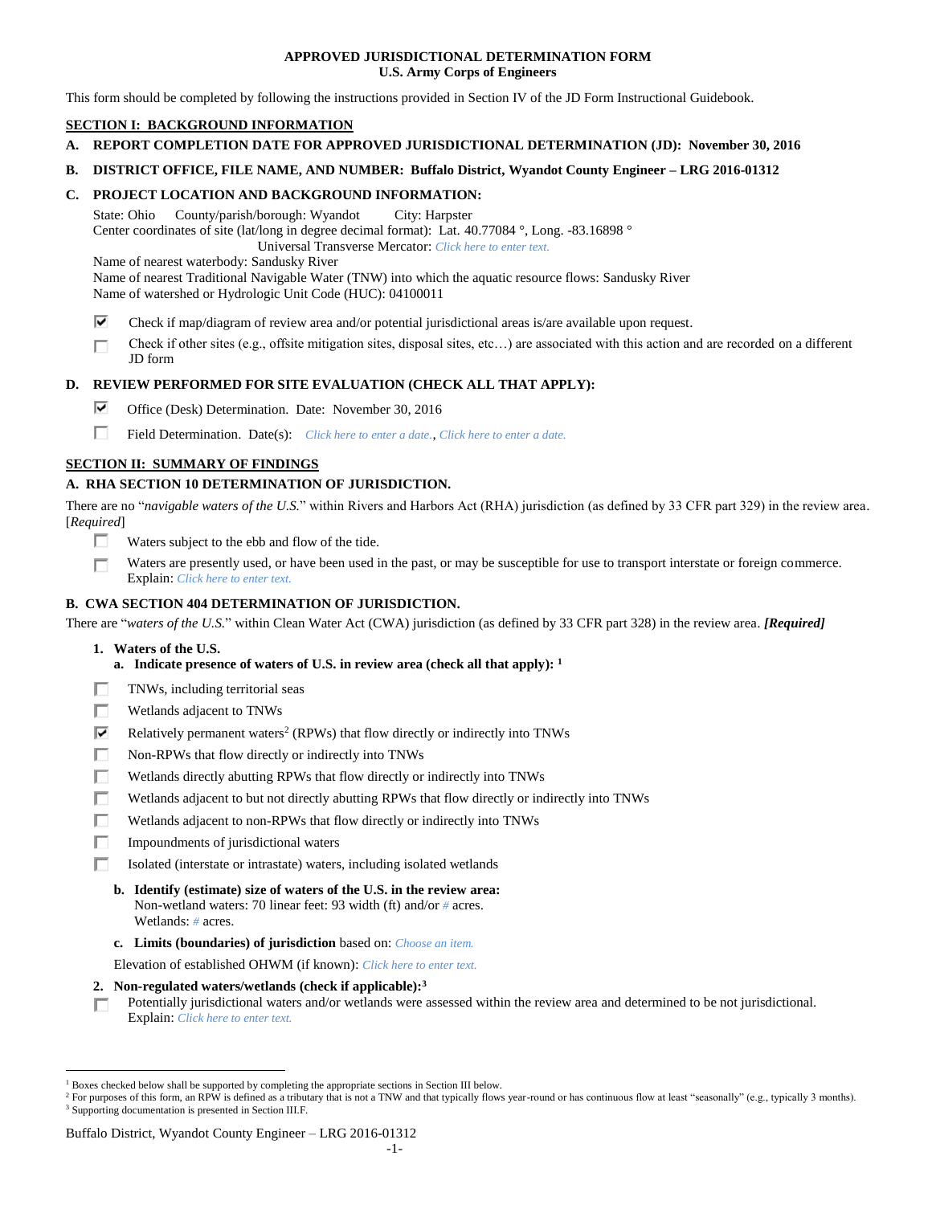**APPROVED JURISDICTIONAL DETERMINATION FORM**
**U.S. Army Corps of Engineers**

This form should be completed by following the instructions provided in Section IV of the JD Form Instructional Guidebook.

## SECTION I: BACKGROUND INFORMATION

**A. REPORT COMPLETION DATE FOR APPROVED JURISDICTIONAL DETERMINATION (JD): November 30, 2016**

**B. DISTRICT OFFICE, FILE NAME, AND NUMBER: Buffalo District, Wyandot County Engineer – LRG 2016-01312**

**C. PROJECT LOCATION AND BACKGROUND INFORMATION:**

State: Ohio County/parish/borough: Wyandot City: Harpster
Center coordinates of site (lat/long in degree decimal format): Lat. 40.77084 °, Long. -83.16898 °
Universal Transverse Mercator: *Click here to enter text.*
Name of nearest waterbody: Sandusky River
Name of nearest Traditional Navigable Water (TNW) into which the aquatic resource flows: Sandusky River
Name of watershed or Hydrologic Unit Code (HUC): 04100011

☑ Check if map/diagram of review area and/or potential jurisdictional areas is/are available upon request.

☐ Check if other sites (e.g., offsite mitigation sites, disposal sites, etc…) are associated with this action and are recorded on a different JD form

**D. REVIEW PERFORMED FOR SITE EVALUATION (CHECK ALL THAT APPLY):**

☑ Office (Desk) Determination. Date: November 30, 2016

☐ Field Determination. Date(s): *Click here to enter a date.*, *Click here to enter a date.*

## SECTION II: SUMMARY OF FINDINGS

**A. RHA SECTION 10 DETERMINATION OF JURISDICTION.**

There are no "*navigable waters of the U.S.*" within Rivers and Harbors Act (RHA) jurisdiction (as defined by 33 CFR part 329) in the review area. [*Required*]

☐ Waters subject to the ebb and flow of the tide.

☐ Waters are presently used, or have been used in the past, or may be susceptible for use to transport interstate or foreign commerce. Explain: *Click here to enter text.*

**B. CWA SECTION 404 DETERMINATION OF JURISDICTION.**

There are "*waters of the U.S.*" within Clean Water Act (CWA) jurisdiction (as defined by 33 CFR part 328) in the review area. ***[Required]***

**1. Waters of the U.S.**

**a. Indicate presence of waters of U.S. in review area (check all that apply):** [1]

☐ TNWs, including territorial seas

☐ Wetlands adjacent to TNWs

☑ Relatively permanent waters[2] (RPWs) that flow directly or indirectly into TNWs

☐ Non-RPWs that flow directly or indirectly into TNWs

☐ Wetlands directly abutting RPWs that flow directly or indirectly into TNWs

☐ Wetlands adjacent to but not directly abutting RPWs that flow directly or indirectly into TNWs

☐ Wetlands adjacent to non-RPWs that flow directly or indirectly into TNWs

☐ Impoundments of jurisdictional waters

☐ Isolated (interstate or intrastate) waters, including isolated wetlands

**b. Identify (estimate) size of waters of the U.S. in the review area:**
Non-wetland waters: 70 linear feet: 93 width (ft) and/or *#* acres.
Wetlands: *#* acres.

**c. Limits (boundaries) of jurisdiction** based on: *Choose an item.*

Elevation of established OHWM (if known): *Click here to enter text.*

**2. Non-regulated waters/wetlands (check if applicable):**[3]

☐ Potentially jurisdictional waters and/or wetlands were assessed within the review area and determined to be not jurisdictional. Explain: *Click here to enter text.*

---

[1] Boxes checked below shall be supported by completing the appropriate sections in Section III below.
[2] For purposes of this form, an RPW is defined as a tributary that is not a TNW and that typically flows year-round or has continuous flow at least "seasonally" (e.g., typically 3 months).
[3] Supporting documentation is presented in Section III.F.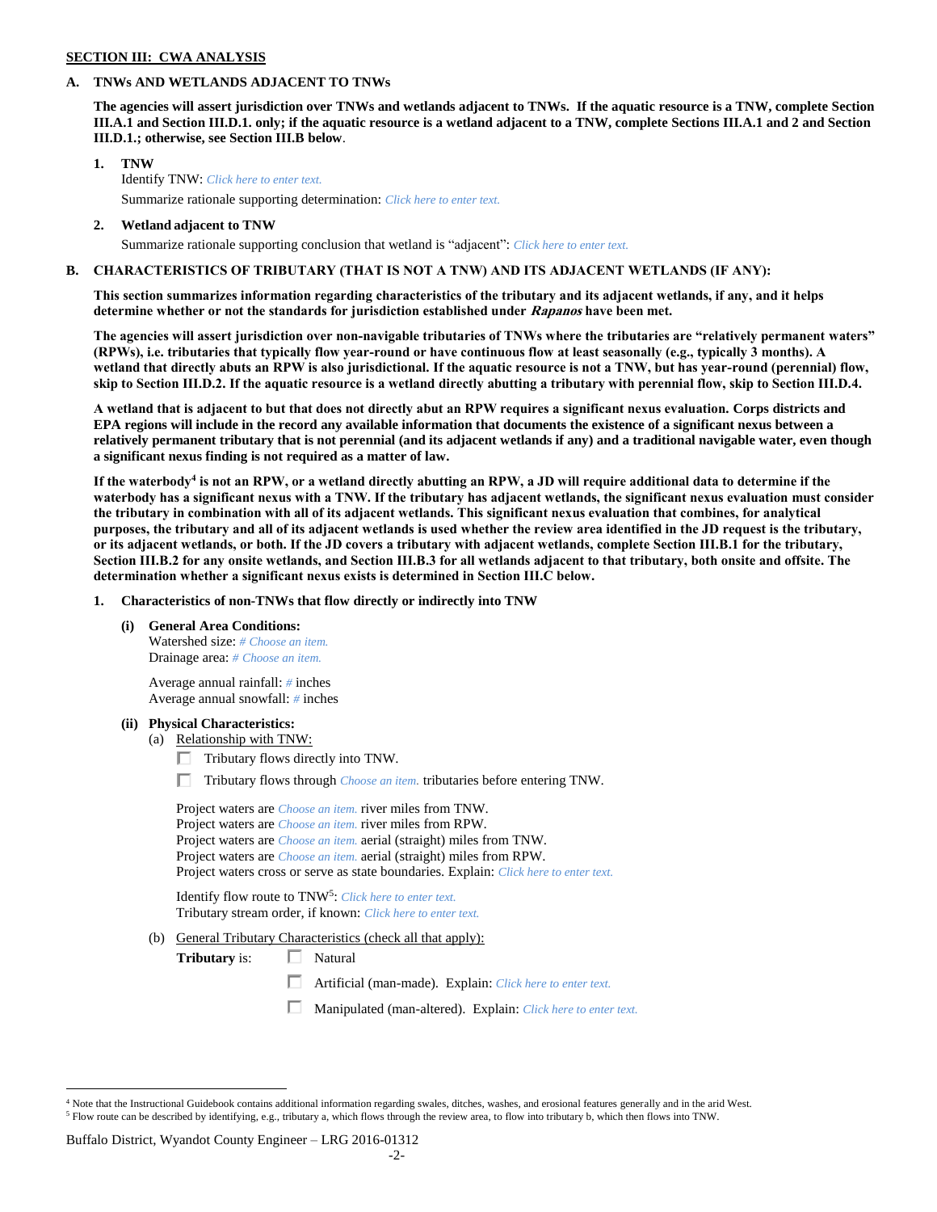**SECTION III: CWA ANALYSIS**

**A. TNWs AND WETLANDS ADJACENT TO TNWs**

**The agencies will assert jurisdiction over TNWs and wetlands adjacent to TNWs. If the aquatic resource is a TNW, complete Section III.A.1 and Section III.D.1. only; if the aquatic resource is a wetland adjacent to a TNW, complete Sections III.A.1 and 2 and Section III.D.1.; otherwise, see Section III.B below.**

**1. TNW**

Identify TNW: *Click here to enter text.*

Summarize rationale supporting determination: *Click here to enter text.*

**2. Wetland adjacent to TNW**

Summarize rationale supporting conclusion that wetland is "adjacent": *Click here to enter text.*

**B. CHARACTERISTICS OF TRIBUTARY (THAT IS NOT A TNW) AND ITS ADJACENT WETLANDS (IF ANY):**

**This section summarizes information regarding characteristics of the tributary and its adjacent wetlands, if any, and it helps determine whether or not the standards for jurisdiction established under *Rapanos* have been met.**

**The agencies will assert jurisdiction over non-navigable tributaries of TNWs where the tributaries are "relatively permanent waters" (RPWs), i.e. tributaries that typically flow year-round or have continuous flow at least seasonally (e.g., typically 3 months). A wetland that directly abuts an RPW is also jurisdictional. If the aquatic resource is not a TNW, but has year-round (perennial) flow, skip to Section III.D.2. If the aquatic resource is a wetland directly abutting a tributary with perennial flow, skip to Section III.D.4.**

**A wetland that is adjacent to but that does not directly abut an RPW requires a significant nexus evaluation. Corps districts and EPA regions will include in the record any available information that documents the existence of a significant nexus between a relatively permanent tributary that is not perennial (and its adjacent wetlands if any) and a traditional navigable water, even though a significant nexus finding is not required as a matter of law.**

**If the waterbody[4] is not an RPW, or a wetland directly abutting an RPW, a JD will require additional data to determine if the waterbody has a significant nexus with a TNW. If the tributary has adjacent wetlands, the significant nexus evaluation must consider the tributary in combination with all of its adjacent wetlands. This significant nexus evaluation that combines, for analytical purposes, the tributary and all of its adjacent wetlands is used whether the review area identified in the JD request is the tributary, or its adjacent wetlands, or both. If the JD covers a tributary with adjacent wetlands, complete Section III.B.1 for the tributary, Section III.B.2 for any onsite wetlands, and Section III.B.3 for all wetlands adjacent to that tributary, both onsite and offsite. The determination whether a significant nexus exists is determined in Section III.C below.**

**1. Characteristics of non-TNWs that flow directly or indirectly into TNW**

**(i) General Area Conditions:**

Watershed size: *# Choose an item.*
Drainage area: *# Choose an item.*

Average annual rainfall: *#* inches
Average annual snowfall: *#* inches

**(ii) Physical Characteristics:**

(a) Relationship with TNW:

☐ Tributary flows directly into TNW.

☐ Tributary flows through *Choose an item.* tributaries before entering TNW.

Project waters are *Choose an item.* river miles from TNW.
Project waters are *Choose an item.* river miles from RPW.
Project waters are *Choose an item.* aerial (straight) miles from TNW.
Project waters are *Choose an item.* aerial (straight) miles from RPW.
Project waters cross or serve as state boundaries. Explain: *Click here to enter text.*

Identify flow route to TNW[5]: *Click here to enter text.*
Tributary stream order, if known: *Click here to enter text.*

(b) General Tributary Characteristics (check all that apply):

**Tributary** is:
☐ Natural
☐ Artificial (man-made). Explain: *Click here to enter text.*
☐ Manipulated (man-altered). Explain: *Click here to enter text.*

---

[4] Note that the Instructional Guidebook contains additional information regarding swales, ditches, washes, and erosional features generally and in the arid West.

[5] Flow route can be described by identifying, e.g., tributary a, which flows through the review area, to flow into tributary b, which then flows into TNW.

Buffalo District, Wyandot County Engineer – LRG 2016-01312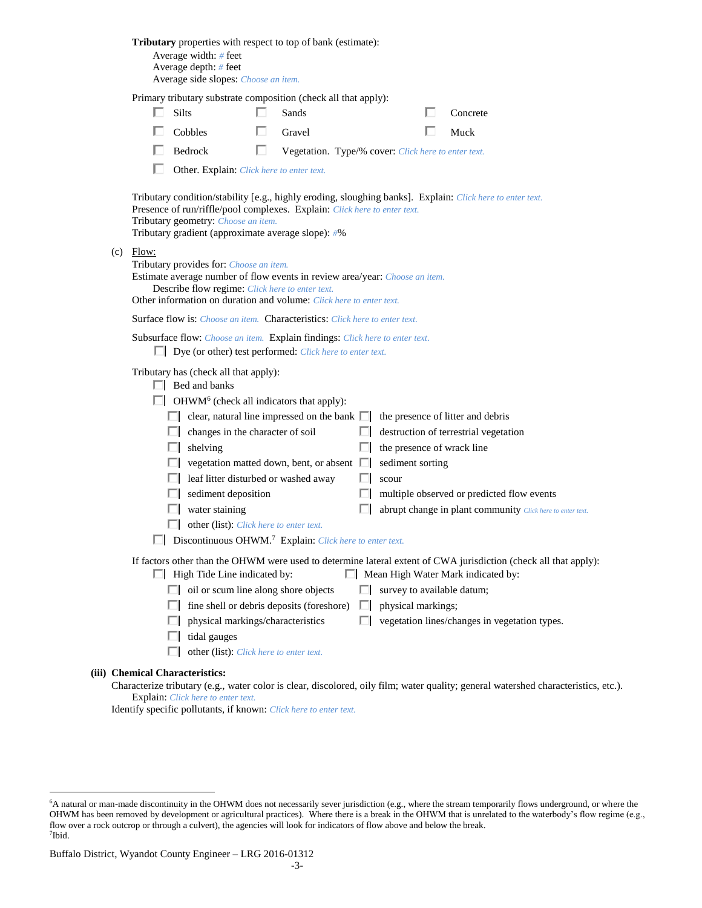**Tributary** properties with respect to top of bank (estimate):

Average width: # feet
Average depth: # feet
Average side slopes: Choose an item.

Primary tributary substrate composition (check all that apply):

- ☐ Silts
- ☐ Sands
- ☐ Concrete
- ☐ Cobbles
- ☐ Gravel
- ☐ Muck
- ☐ Bedrock
- ☐ Vegetation. Type/% cover: Click here to enter text.
- ☐ Other. Explain: Click here to enter text.

Tributary condition/stability [e.g., highly eroding, sloughing banks]. Explain: Click here to enter text.
Presence of run/riffle/pool complexes. Explain: Click here to enter text.
Tributary geometry: Choose an item.
Tributary gradient (approximate average slope): #%

(c) Flow:

Tributary provides for: Choose an item.
Estimate average number of flow events in review area/year: Choose an item.
Describe flow regime: Click here to enter text.
Other information on duration and volume: Click here to enter text.

Surface flow is: Choose an item. Characteristics: Click here to enter text.

Subsurface flow: Choose an item. Explain findings: Click here to enter text.
☐ Dye (or other) test performed: Click here to enter text.

Tributary has (check all that apply):

- ☐ Bed and banks
- ☐ OHWM[6] (check all indicators that apply):
  - ☐ clear, natural line impressed on the bank
  - ☐ the presence of litter and debris
  - ☐ changes in the character of soil
  - ☐ destruction of terrestrial vegetation
  - ☐ shelving
  - ☐ the presence of wrack line
  - ☐ vegetation matted down, bent, or absent
  - ☐ sediment sorting
  - ☐ leaf litter disturbed or washed away
  - ☐ scour
  - ☐ sediment deposition
  - ☐ multiple observed or predicted flow events
  - ☐ water staining
  - ☐ abrupt change in plant community Click here to enter text.
  - ☐ other (list): Click here to enter text.
- ☐ Discontinuous OHWM.[7] Explain: Click here to enter text.

If factors other than the OHWM were used to determine lateral extent of CWA jurisdiction (check all that apply):

- ☐ High Tide Line indicated by:
  - ☐ oil or scum line along shore objects
  - ☐ fine shell or debris deposits (foreshore)
  - ☐ physical markings/characteristics
  - ☐ tidal gauges
  - ☐ other (list): Click here to enter text.
- ☐ Mean High Water Mark indicated by:
  - ☐ survey to available datum;
  - ☐ physical markings;
  - ☐ vegetation lines/changes in vegetation types.

**(iii) Chemical Characteristics:**

Characterize tributary (e.g., water color is clear, discolored, oily film; water quality; general watershed characteristics, etc.).
Explain: Click here to enter text.
Identify specific pollutants, if known: Click here to enter text.

---

[6]A natural or man-made discontinuity in the OHWM does not necessarily sever jurisdiction (e.g., where the stream temporarily flows underground, or where the OHWM has been removed by development or agricultural practices). Where there is a break in the OHWM that is unrelated to the waterbody's flow regime (e.g., flow over a rock outcrop or through a culvert), the agencies will look for indicators of flow above and below the break.
[7]Ibid.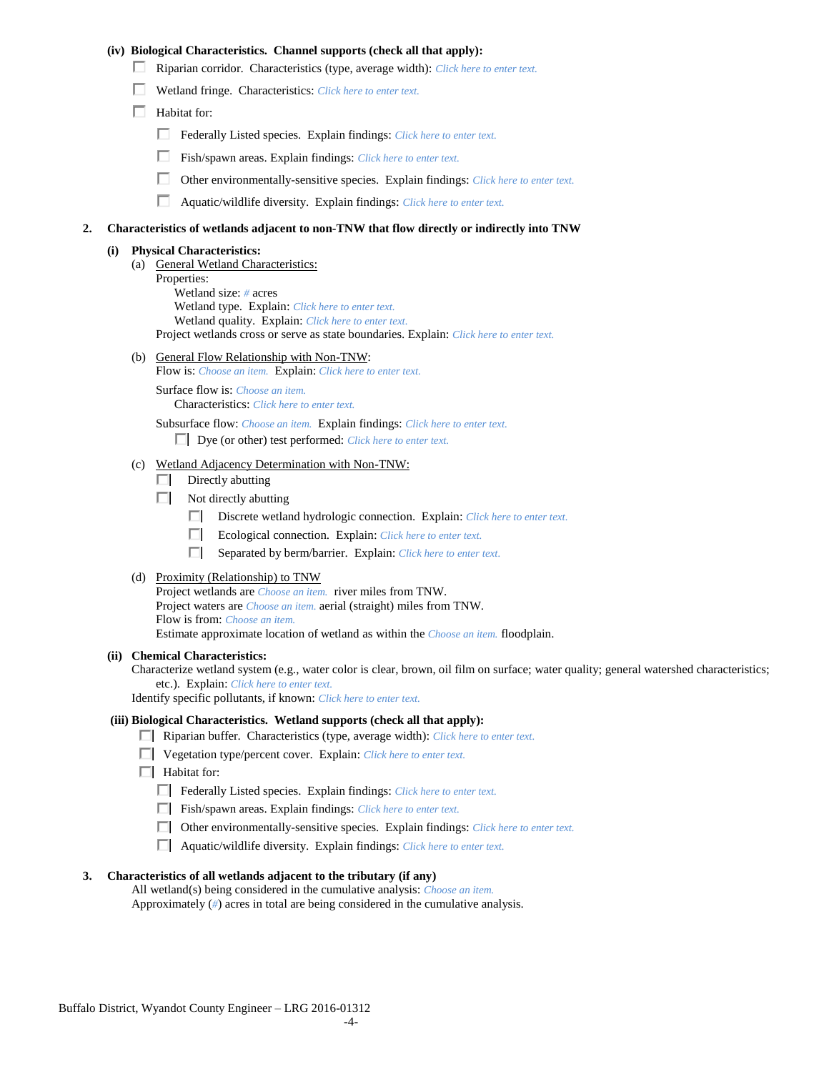**(iv) Biological Characteristics. Channel supports (check all that apply):**

- ☐ Riparian corridor. Characteristics (type, average width): *Click here to enter text.*
- ☐ Wetland fringe. Characteristics: *Click here to enter text.*
- ☐ Habitat for:
  - ☐ Federally Listed species. Explain findings: *Click here to enter text.*
  - ☐ Fish/spawn areas. Explain findings: *Click here to enter text.*
  - ☐ Other environmentally-sensitive species. Explain findings: *Click here to enter text.*
  - ☐ Aquatic/wildlife diversity. Explain findings: *Click here to enter text.*

**2. Characteristics of wetlands adjacent to non-TNW that flow directly or indirectly into TNW**

**(i) Physical Characteristics:**

(a) General Wetland Characteristics:
Properties:
Wetland size: *#* acres
Wetland type. Explain: *Click here to enter text.*
Wetland quality. Explain: *Click here to enter text.*
Project wetlands cross or serve as state boundaries. Explain: *Click here to enter text.*

(b) General Flow Relationship with Non-TNW:
Flow is: *Choose an item.* Explain: *Click here to enter text.*

Surface flow is: *Choose an item.*
Characteristics: *Click here to enter text.*

Subsurface flow: *Choose an item.* Explain findings: *Click here to enter text.*
☐ Dye (or other) test performed: *Click here to enter text.*

(c) Wetland Adjacency Determination with Non-TNW:
- ☐ Directly abutting
- ☐ Not directly abutting
  - ☐ Discrete wetland hydrologic connection. Explain: *Click here to enter text.*
  - ☐ Ecological connection. Explain: *Click here to enter text.*
  - ☐ Separated by berm/barrier. Explain: *Click here to enter text.*

(d) Proximity (Relationship) to TNW
Project wetlands are *Choose an item.* river miles from TNW.
Project waters are *Choose an item.* aerial (straight) miles from TNW.
Flow is from: *Choose an item.*
Estimate approximate location of wetland as within the *Choose an item.* floodplain.

**(ii) Chemical Characteristics:**
Characterize wetland system (e.g., water color is clear, brown, oil film on surface; water quality; general watershed characteristics; etc.). Explain: *Click here to enter text.*
Identify specific pollutants, if known: *Click here to enter text.*

**(iii) Biological Characteristics. Wetland supports (check all that apply):**
- ☐ Riparian buffer. Characteristics (type, average width): *Click here to enter text.*
- ☐ Vegetation type/percent cover. Explain: *Click here to enter text.*
- ☐ Habitat for:
  - ☐ Federally Listed species. Explain findings: *Click here to enter text.*
  - ☐ Fish/spawn areas. Explain findings: *Click here to enter text.*
  - ☐ Other environmentally-sensitive species. Explain findings: *Click here to enter text.*
  - ☐ Aquatic/wildlife diversity. Explain findings: *Click here to enter text.*

**3. Characteristics of all wetlands adjacent to the tributary (if any)**
All wetland(s) being considered in the cumulative analysis: *Choose an item.*
Approximately (*#*) acres in total are being considered in the cumulative analysis.

Buffalo District, Wyandot County Engineer – LRG 2016-01312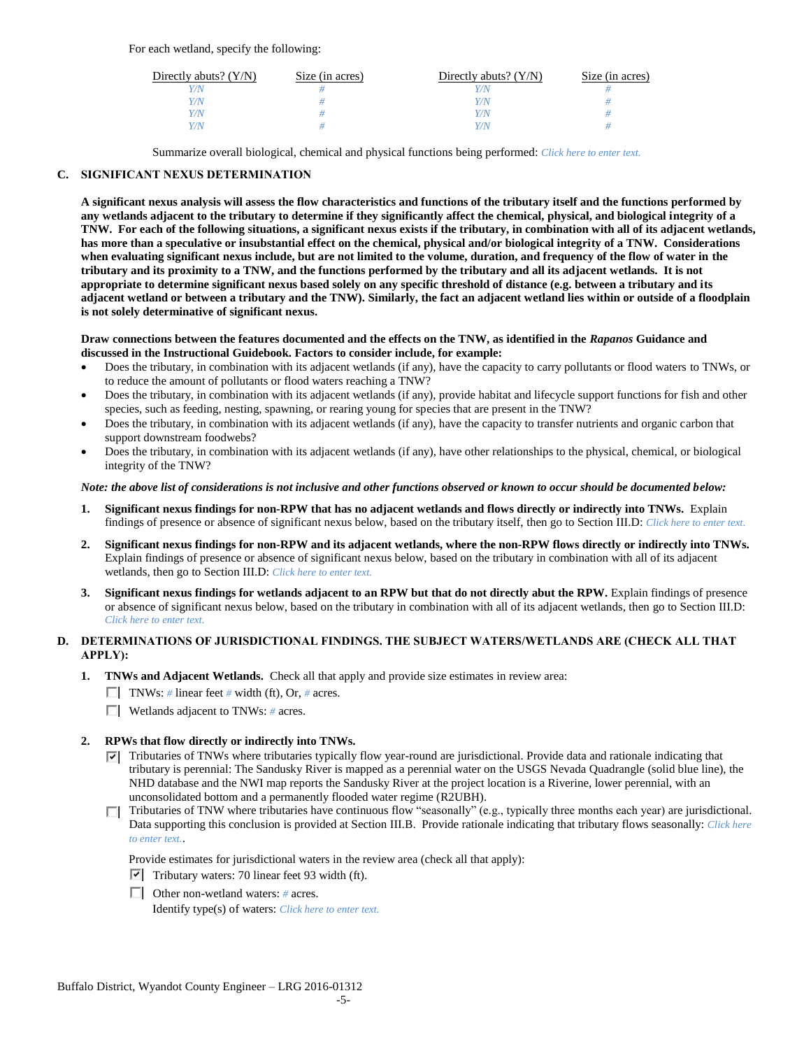For each wetland, specify the following:

| Directly abuts? (Y/N) | Size (in acres) | Directly abuts? (Y/N) | Size (in acres) |
|---|---|---|---|
| Y/N | # | Y/N | # |
| Y/N | # | Y/N | # |
| Y/N | # | Y/N | # |
| Y/N | # | Y/N | # |

Summarize overall biological, chemical and physical functions being performed: Click here to enter text.

## C. SIGNIFICANT NEXUS DETERMINATION

**A significant nexus analysis will assess the flow characteristics and functions of the tributary itself and the functions performed by any wetlands adjacent to the tributary to determine if they significantly affect the chemical, physical, and biological integrity of a TNW. For each of the following situations, a significant nexus exists if the tributary, in combination with all of its adjacent wetlands, has more than a speculative or insubstantial effect on the chemical, physical and/or biological integrity of a TNW. Considerations when evaluating significant nexus include, but are not limited to the volume, duration, and frequency of the flow of water in the tributary and its proximity to a TNW, and the functions performed by the tributary and all its adjacent wetlands. It is not appropriate to determine significant nexus based solely on any specific threshold of distance (e.g. between a tributary and its adjacent wetland or between a tributary and the TNW). Similarly, the fact an adjacent wetland lies within or outside of a floodplain is not solely determinative of significant nexus.**

**Draw connections between the features documented and the effects on the TNW, as identified in the *Rapanos* Guidance and discussed in the Instructional Guidebook. Factors to consider include, for example:**

- Does the tributary, in combination with its adjacent wetlands (if any), have the capacity to carry pollutants or flood waters to TNWs, or to reduce the amount of pollutants or flood waters reaching a TNW?
- Does the tributary, in combination with its adjacent wetlands (if any), provide habitat and lifecycle support functions for fish and other species, such as feeding, nesting, spawning, or rearing young for species that are present in the TNW?
- Does the tributary, in combination with its adjacent wetlands (if any), have the capacity to transfer nutrients and organic carbon that support downstream foodwebs?
- Does the tributary, in combination with its adjacent wetlands (if any), have other relationships to the physical, chemical, or biological integrity of the TNW?

***Note: the above list of considerations is not inclusive and other functions observed or known to occur should be documented below:***

1. **Significant nexus findings for non-RPW that has no adjacent wetlands and flows directly or indirectly into TNWs.** Explain findings of presence or absence of significant nexus below, based on the tributary itself, then go to Section III.D: Click here to enter text.

2. **Significant nexus findings for non-RPW and its adjacent wetlands, where the non-RPW flows directly or indirectly into TNWs.** Explain findings of presence or absence of significant nexus below, based on the tributary in combination with all of its adjacent wetlands, then go to Section III.D: Click here to enter text.

3. **Significant nexus findings for wetlands adjacent to an RPW but that do not directly abut the RPW.** Explain findings of presence or absence of significant nexus below, based on the tributary in combination with all of its adjacent wetlands, then go to Section III.D: Click here to enter text.

## D. DETERMINATIONS OF JURISDICTIONAL FINDINGS. THE SUBJECT WATERS/WETLANDS ARE (CHECK ALL THAT APPLY):

1. **TNWs and Adjacent Wetlands.** Check all that apply and provide size estimates in review area:
   - ☐ TNWs: # linear feet # width (ft), Or, # acres.
   - ☐ Wetlands adjacent to TNWs: # acres.

2. **RPWs that flow directly or indirectly into TNWs.**
   - ☑ Tributaries of TNWs where tributaries typically flow year-round are jurisdictional. Provide data and rationale indicating that tributary is perennial: The Sandusky River is mapped as a perennial water on the USGS Nevada Quadrangle (solid blue line), the NHD database and the NWI map reports the Sandusky River at the project location is a Riverine, lower perennial, with an unconsolidated bottom and a permanently flooded water regime (R2UBH).
   - ☐ Tributaries of TNW where tributaries have continuous flow "seasonally" (e.g., typically three months each year) are jurisdictional. Data supporting this conclusion is provided at Section III.B. Provide rationale indicating that tributary flows seasonally: Click here to enter text..

   Provide estimates for jurisdictional waters in the review area (check all that apply):
   - ☑ Tributary waters: 70 linear feet 93 width (ft).
   - ☐ Other non-wetland waters: # acres.
     Identify type(s) of waters: Click here to enter text.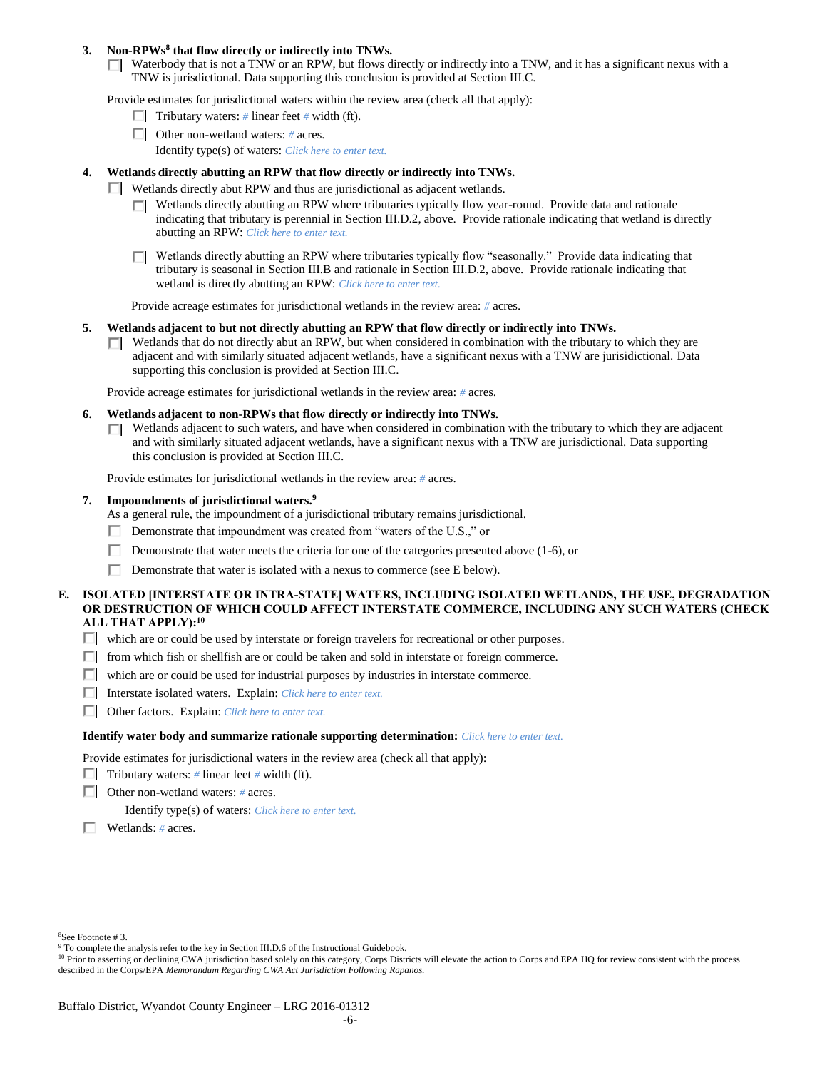**3. Non-RPWs[8] that flow directly or indirectly into TNWs.**

☐ Waterbody that is not a TNW or an RPW, but flows directly or indirectly into a TNW, and it has a significant nexus with a TNW is jurisdictional. Data supporting this conclusion is provided at Section III.C.

Provide estimates for jurisdictional waters within the review area (check all that apply):

- ☐ Tributary waters: # linear feet # width (ft).
- ☐ Other non-wetland waters: # acres.
  Identify type(s) of waters: *Click here to enter text.*

**4. Wetlands directly abutting an RPW that flow directly or indirectly into TNWs.**

☐ Wetlands directly abut RPW and thus are jurisdictional as adjacent wetlands.

- ☐ Wetlands directly abutting an RPW where tributaries typically flow year-round. Provide data and rationale indicating that tributary is perennial in Section III.D.2, above. Provide rationale indicating that wetland is directly abutting an RPW: *Click here to enter text.*
- ☐ Wetlands directly abutting an RPW where tributaries typically flow "seasonally." Provide data indicating that tributary is seasonal in Section III.B and rationale in Section III.D.2, above. Provide rationale indicating that wetland is directly abutting an RPW: *Click here to enter text.*

Provide acreage estimates for jurisdictional wetlands in the review area: # acres.

**5. Wetlands adjacent to but not directly abutting an RPW that flow directly or indirectly into TNWs.**

☐ Wetlands that do not directly abut an RPW, but when considered in combination with the tributary to which they are adjacent and with similarly situated adjacent wetlands, have a significant nexus with a TNW are jurisidictional. Data supporting this conclusion is provided at Section III.C.

Provide acreage estimates for jurisdictional wetlands in the review area: # acres.

**6. Wetlands adjacent to non-RPWs that flow directly or indirectly into TNWs.**

☐ Wetlands adjacent to such waters, and have when considered in combination with the tributary to which they are adjacent and with similarly situated adjacent wetlands, have a significant nexus with a TNW are jurisdictional. Data supporting this conclusion is provided at Section III.C.

Provide estimates for jurisdictional wetlands in the review area: # acres.

**7. Impoundments of jurisdictional waters.[9]**

As a general rule, the impoundment of a jurisdictional tributary remains jurisdictional.

- ☐ Demonstrate that impoundment was created from "waters of the U.S.," or
- ☐ Demonstrate that water meets the criteria for one of the categories presented above (1-6), or
- ☐ Demonstrate that water is isolated with a nexus to commerce (see E below).

**E. ISOLATED [INTERSTATE OR INTRA-STATE] WATERS, INCLUDING ISOLATED WETLANDS, THE USE, DEGRADATION OR DESTRUCTION OF WHICH COULD AFFECT INTERSTATE COMMERCE, INCLUDING ANY SUCH WATERS (CHECK ALL THAT APPLY):[10]**

- ☐ which are or could be used by interstate or foreign travelers for recreational or other purposes.
- ☐ from which fish or shellfish are or could be taken and sold in interstate or foreign commerce.
- ☐ which are or could be used for industrial purposes by industries in interstate commerce.
- ☐ Interstate isolated waters. Explain: *Click here to enter text.*
- ☐ Other factors. Explain: *Click here to enter text.*

**Identify water body and summarize rationale supporting determination:** *Click here to enter text.*

Provide estimates for jurisdictional waters in the review area (check all that apply):

- ☐ Tributary waters: # linear feet # width (ft).
- ☐ Other non-wetland waters: # acres.
  Identify type(s) of waters: *Click here to enter text.*
- ☐ Wetlands: # acres.

---

[8] See Footnote # 3.

[9] To complete the analysis refer to the key in Section III.D.6 of the Instructional Guidebook.

[10] Prior to asserting or declining CWA jurisdiction based solely on this category, Corps Districts will elevate the action to Corps and EPA HQ for review consistent with the process described in the Corps/EPA *Memorandum Regarding CWA Act Jurisdiction Following Rapanos.*

Buffalo District, Wyandot County Engineer – LRG 2016-01312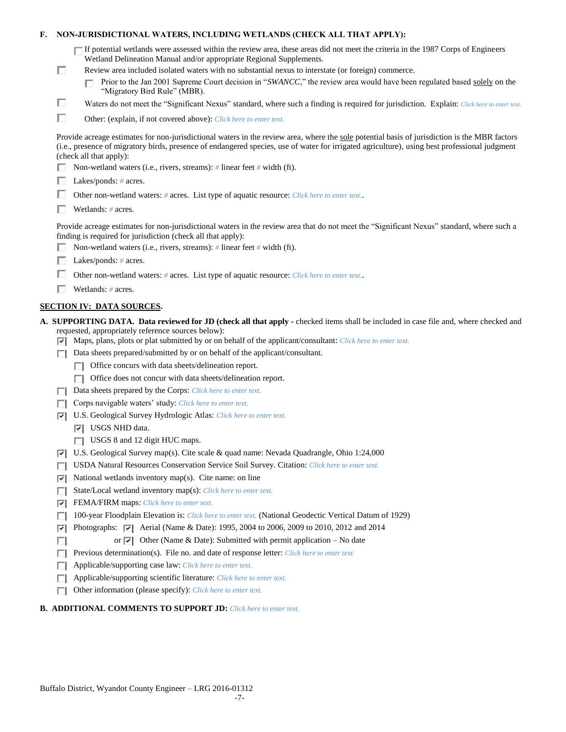**F. NON-JURISDICTIONAL WATERS, INCLUDING WETLANDS (CHECK ALL THAT APPLY):**

- ☐ If potential wetlands were assessed within the review area, these areas did not meet the criteria in the 1987 Corps of Engineers Wetland Delineation Manual and/or appropriate Regional Supplements.
- ☐ Review area included isolated waters with no substantial nexus to interstate (or foreign) commerce.
  - ☐ Prior to the Jan 2001 Supreme Court decision in "*SWANCC*," the review area would have been regulated based solely on the "Migratory Bird Rule" (MBR).
- ☐ Waters do not meet the "Significant Nexus" standard, where such a finding is required for jurisdiction. Explain: *Click here to enter text.*
- ☐ Other: (explain, if not covered above): *Click here to enter text.*

Provide acreage estimates for non-jurisdictional waters in the review area, where the sole potential basis of jurisdiction is the MBR factors (i.e., presence of migratory birds, presence of endangered species, use of water for irrigated agriculture), using best professional judgment (check all that apply):

- ☐ Non-wetland waters (i.e., rivers, streams): *#* linear feet *#* width (ft).
- ☐ Lakes/ponds: *#* acres.
- ☐ Other non-wetland waters: *#* acres. List type of aquatic resource: *Click here to enter text.*.
- ☐ Wetlands: *#* acres.

Provide acreage estimates for non-jurisdictional waters in the review area that do not meet the "Significant Nexus" standard, where such a finding is required for jurisdiction (check all that apply):

- ☐ Non-wetland waters (i.e., rivers, streams): *#* linear feet *#* width (ft).
- ☐ Lakes/ponds: *#* acres.
- ☐ Other non-wetland waters: *#* acres. List type of aquatic resource: *Click here to enter text.*.
- ☐ Wetlands: *#* acres.

## SECTION IV: DATA SOURCES.

**A. SUPPORTING DATA. Data reviewed for JD (check all that apply** - checked items shall be included in case file and, where checked and requested, appropriately reference sources below):

- ☑ Maps, plans, plots or plat submitted by or on behalf of the applicant/consultant: *Click here to enter text.*
- ☐ Data sheets prepared/submitted by or on behalf of the applicant/consultant.
  - ☐ Office concurs with data sheets/delineation report.
  - ☐ Office does not concur with data sheets/delineation report.
- ☐ Data sheets prepared by the Corps: *Click here to enter text.*
- ☐ Corps navigable waters' study: *Click here to enter text.*
- ☑ U.S. Geological Survey Hydrologic Atlas: *Click here to enter text.*
  - ☑ USGS NHD data.
  - ☐ USGS 8 and 12 digit HUC maps.
- ☑ U.S. Geological Survey map(s). Cite scale & quad name: Nevada Quadrangle, Ohio 1:24,000
- ☐ USDA Natural Resources Conservation Service Soil Survey. Citation: *Click here to enter text.*
- ☑ National wetlands inventory map(s). Cite name: on line
- ☐ State/Local wetland inventory map(s): *Click here to enter text.*
- ☑ FEMA/FIRM maps: *Click here to enter text.*
- ☐ 100-year Floodplain Elevation is: *Click here to enter text.* (National Geodectic Vertical Datum of 1929)
- ☑ Photographs: ☑ Aerial (Name & Date): 1995, 2004 to 2006, 2009 to 2010, 2012 and 2014
- ☐ or ☑ Other (Name & Date): Submitted with permit application – No date
- ☐ Previous determination(s). File no. and date of response letter: *Click here to enter text.*
- ☐ Applicable/supporting case law: *Click here to enter text.*
- ☐ Applicable/supporting scientific literature: *Click here to enter text.*
- ☐ Other information (please specify): *Click here to enter text.*

**B. ADDITIONAL COMMENTS TO SUPPORT JD:** *Click here to enter text.*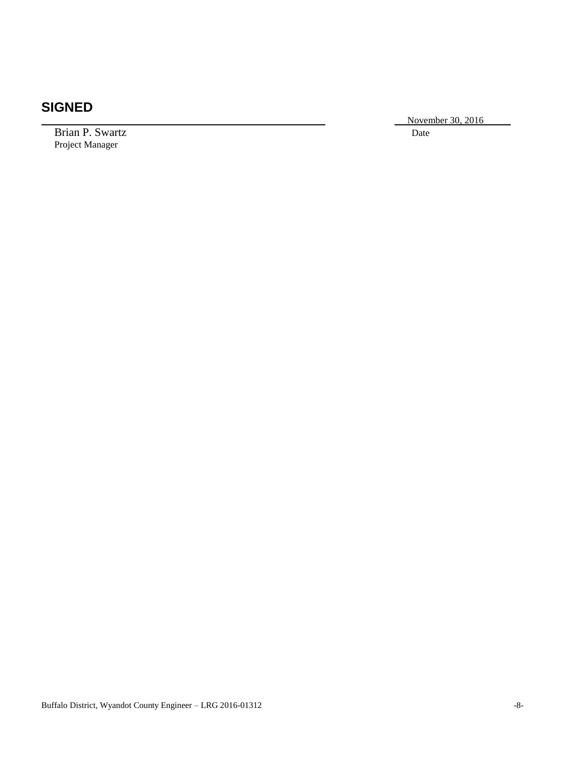**SIGNED**

Brian P. Swartz
Project Manager

November 30, 2016
Date